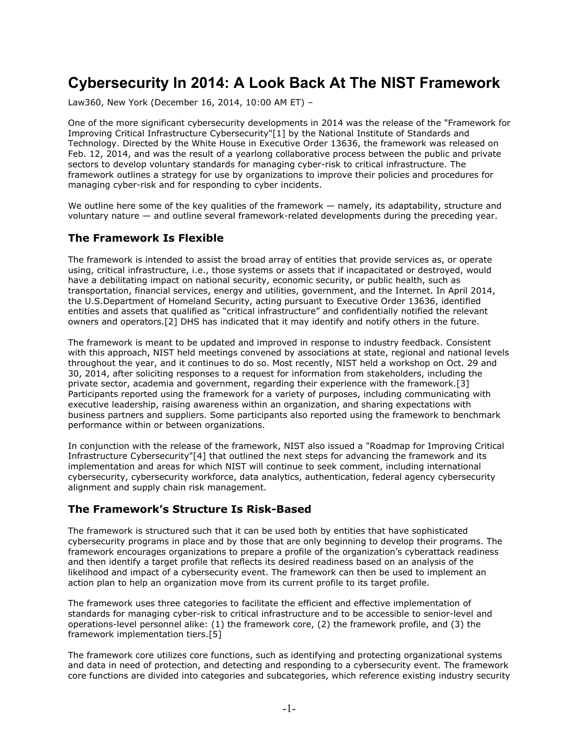# Cybersecurity In 2014: A Look Back At The NIST Framework

Law360, New York (December 16, 2014, 10:00 AM ET) –

One of the more significant cybersecurity developments in 2014 was the release of the "Framework for Improving Critical Infrastructure Cybersecurity"[1] by the National Institute of Standards and Technology. Directed by the White House in Executive Order 13636, the framework was released on Feb. 12, 2014, and was the result of a yearlong collaborative process between the public and private sectors to develop voluntary standards for managing cyber-risk to critical infrastructure. The framework outlines a strategy for use by organizations to improve their policies and procedures for managing cyber-risk and for responding to cyber incidents.

We outline here some of the key qualities of the framework — namely, its adaptability, structure and voluntary nature — and outline several framework-related developments during the preceding year.

## The Framework Is Flexible

The framework is intended to assist the broad array of entities that provide services as, or operate using, critical infrastructure, i.e., those systems or assets that if incapacitated or destroyed, would have a debilitating impact on national security, economic security, or public health, such as transportation, financial services, energy and utilities, government, and the Internet. In April 2014, the U.S.Department of Homeland Security, acting pursuant to Executive Order 13636, identified entities and assets that qualified as "critical infrastructure" and confidentially notified the relevant owners and operators.[2] DHS has indicated that it may identify and notify others in the future.

The framework is meant to be updated and improved in response to industry feedback. Consistent with this approach, NIST held meetings convened by associations at state, regional and national levels throughout the year, and it continues to do so. Most recently, NIST held a workshop on Oct. 29 and 30, 2014, after soliciting responses to a request for information from stakeholders, including the private sector, academia and government, regarding their experience with the framework.[3] Participants reported using the framework for a variety of purposes, including communicating with executive leadership, raising awareness within an organization, and sharing expectations with business partners and suppliers. Some participants also reported using the framework to benchmark performance within or between organizations.

In conjunction with the release of the framework, NIST also issued a "Roadmap for Improving Critical Infrastructure Cybersecurity"[4] that outlined the next steps for advancing the framework and its implementation and areas for which NIST will continue to seek comment, including international cybersecurity, cybersecurity workforce, data analytics, authentication, federal agency cybersecurity alignment and supply chain risk management.

## The Framework's Structure Is Risk-Based

The framework is structured such that it can be used both by entities that have sophisticated cybersecurity programs in place and by those that are only beginning to develop their programs. The framework encourages organizations to prepare a profile of the organization's cyberattack readiness and then identify a target profile that reflects its desired readiness based on an analysis of the likelihood and impact of a cybersecurity event. The framework can then be used to implement an action plan to help an organization move from its current profile to its target profile.

The framework uses three categories to facilitate the efficient and effective implementation of standards for managing cyber-risk to critical infrastructure and to be accessible to senior-level and operations-level personnel alike: (1) the framework core, (2) the framework profile, and (3) the framework implementation tiers.[5]

The framework core utilizes core functions, such as identifying and protecting organizational systems and data in need of protection, and detecting and responding to a cybersecurity event. The framework core functions are divided into categories and subcategories, which reference existing industry security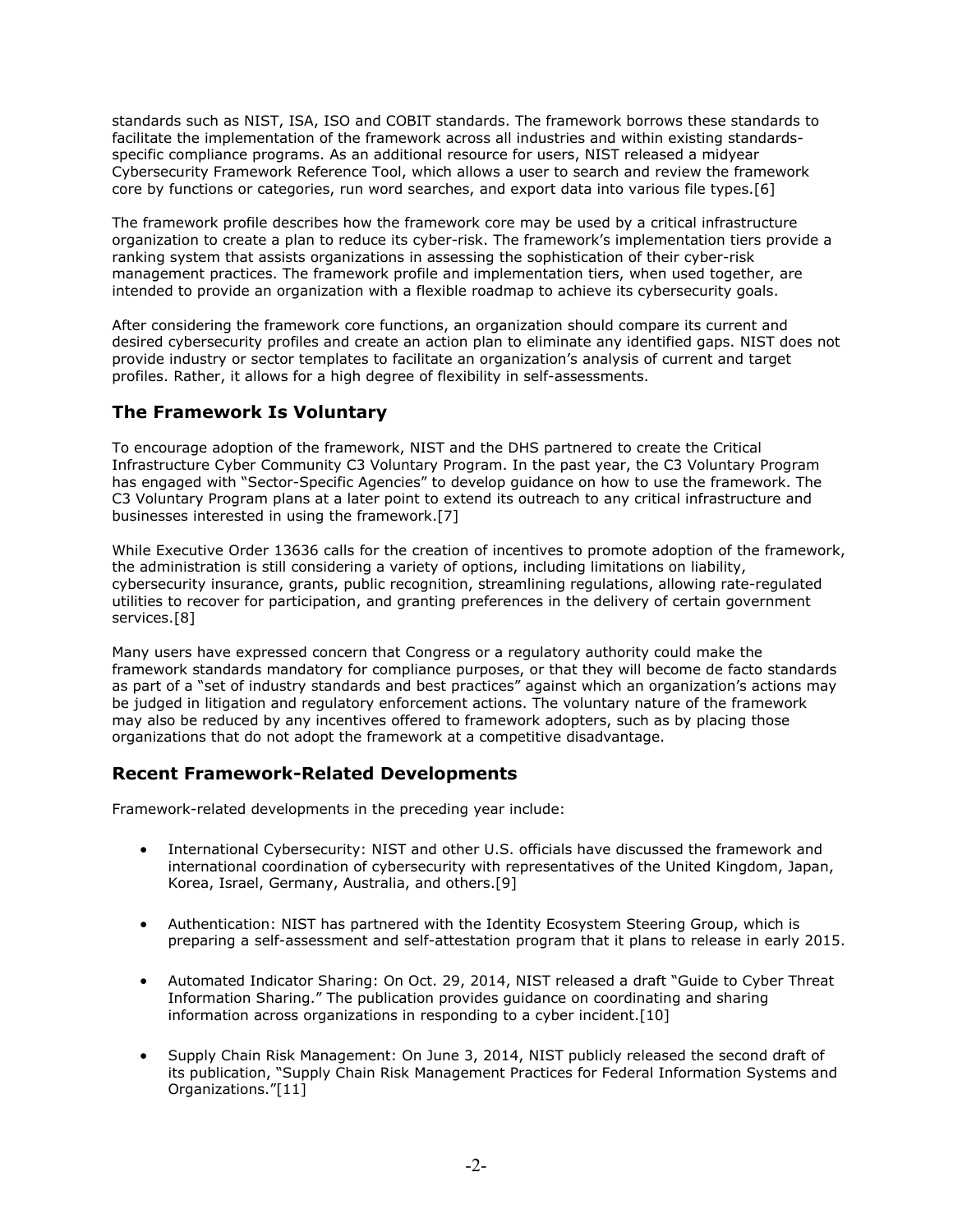standards such as NIST, ISA, ISO and COBIT standards. The framework borrows these standards to facilitate the implementation of the framework across all industries and within existing standards-specific compliance programs. As an additional resource for users, NIST released a midyear Cybersecurity Framework Reference Tool, which allows a user to search and review the framework core by functions or categories, run word searches, and export data into various file types.[6]

The framework profile describes how the framework core may be used by a critical infrastructure organization to create a plan to reduce its cyber-risk. The framework's implementation tiers provide a ranking system that assists organizations in assessing the sophistication of their cyber-risk management practices. The framework profile and implementation tiers, when used together, are intended to provide an organization with a flexible roadmap to achieve its cybersecurity goals.

After considering the framework core functions, an organization should compare its current and desired cybersecurity profiles and create an action plan to eliminate any identified gaps. NIST does not provide industry or sector templates to facilitate an organization's analysis of current and target profiles. Rather, it allows for a high degree of flexibility in self-assessments.

## The Framework Is Voluntary

To encourage adoption of the framework, NIST and the DHS partnered to create the Critical Infrastructure Cyber Community C3 Voluntary Program. In the past year, the C3 Voluntary Program has engaged with "Sector-Specific Agencies" to develop guidance on how to use the framework. The C3 Voluntary Program plans at a later point to extend its outreach to any critical infrastructure and businesses interested in using the framework.[7]

While Executive Order 13636 calls for the creation of incentives to promote adoption of the framework, the administration is still considering a variety of options, including limitations on liability, cybersecurity insurance, grants, public recognition, streamlining regulations, allowing rate-regulated utilities to recover for participation, and granting preferences in the delivery of certain government services.[8]

Many users have expressed concern that Congress or a regulatory authority could make the framework standards mandatory for compliance purposes, or that they will become de facto standards as part of a "set of industry standards and best practices" against which an organization's actions may be judged in litigation and regulatory enforcement actions. The voluntary nature of the framework may also be reduced by any incentives offered to framework adopters, such as by placing those organizations that do not adopt the framework at a competitive disadvantage.

## Recent Framework-Related Developments

Framework-related developments in the preceding year include:

- International Cybersecurity: NIST and other U.S. officials have discussed the framework and international coordination of cybersecurity with representatives of the United Kingdom, Japan, Korea, Israel, Germany, Australia, and others.[9]

- Authentication: NIST has partnered with the Identity Ecosystem Steering Group, which is preparing a self-assessment and self-attestation program that it plans to release in early 2015.

- Automated Indicator Sharing: On Oct. 29, 2014, NIST released a draft "Guide to Cyber Threat Information Sharing." The publication provides guidance on coordinating and sharing information across organizations in responding to a cyber incident.[10]

- Supply Chain Risk Management: On June 3, 2014, NIST publicly released the second draft of its publication, "Supply Chain Risk Management Practices for Federal Information Systems and Organizations."[11]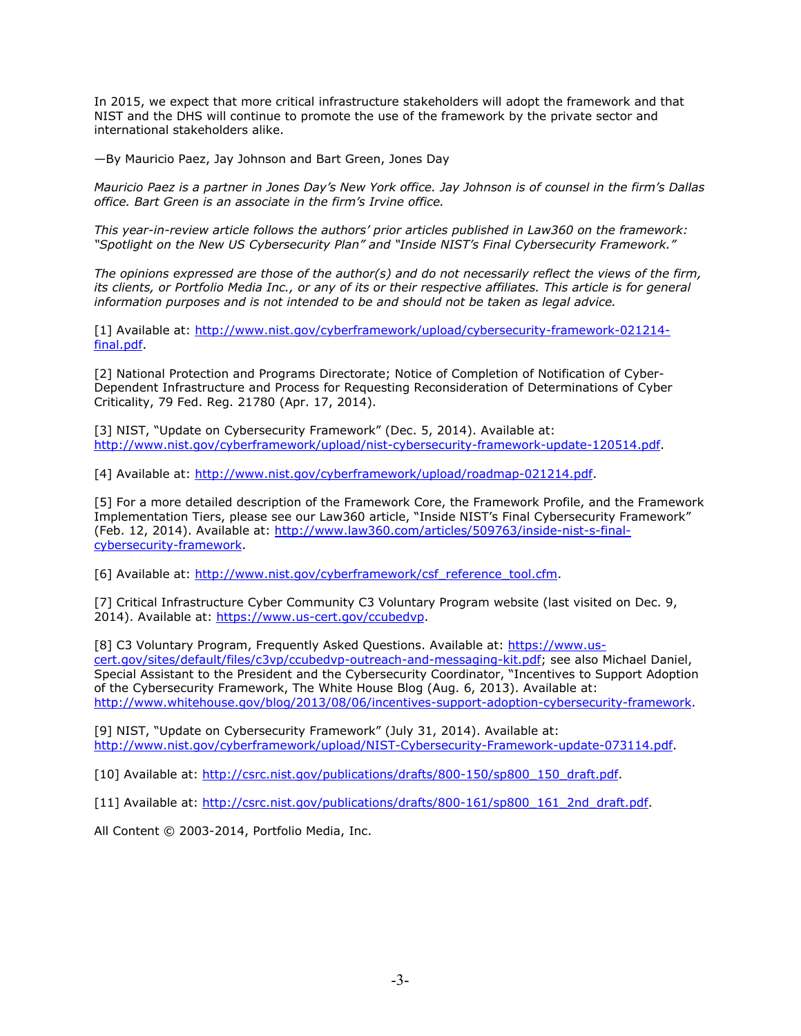In 2015, we expect that more critical infrastructure stakeholders will adopt the framework and that NIST and the DHS will continue to promote the use of the framework by the private sector and international stakeholders alike.

—By Mauricio Paez, Jay Johnson and Bart Green, Jones Day

*Mauricio Paez is a partner in Jones Day's New York office. Jay Johnson is of counsel in the firm's Dallas office. Bart Green is an associate in the firm's Irvine office.*

*This year-in-review article follows the authors' prior articles published in Law360 on the framework: "Spotlight on the New US Cybersecurity Plan" and "Inside NIST's Final Cybersecurity Framework."*

*The opinions expressed are those of the author(s) and do not necessarily reflect the views of the firm, its clients, or Portfolio Media Inc., or any of its or their respective affiliates. This article is for general information purposes and is not intended to be and should not be taken as legal advice.*

[1] Available at: http://www.nist.gov/cyberframework/upload/cybersecurity-framework-021214-final.pdf.

[2] National Protection and Programs Directorate; Notice of Completion of Notification of Cyber-Dependent Infrastructure and Process for Requesting Reconsideration of Determinations of Cyber Criticality, 79 Fed. Reg. 21780 (Apr. 17, 2014).

[3] NIST, "Update on Cybersecurity Framework" (Dec. 5, 2014). Available at: http://www.nist.gov/cyberframework/upload/nist-cybersecurity-framework-update-120514.pdf.

[4] Available at: http://www.nist.gov/cyberframework/upload/roadmap-021214.pdf.

[5] For a more detailed description of the Framework Core, the Framework Profile, and the Framework Implementation Tiers, please see our Law360 article, "Inside NIST's Final Cybersecurity Framework" (Feb. 12, 2014). Available at: http://www.law360.com/articles/509763/inside-nist-s-final-cybersecurity-framework.

[6] Available at: http://www.nist.gov/cyberframework/csf_reference_tool.cfm.

[7] Critical Infrastructure Cyber Community C3 Voluntary Program website (last visited on Dec. 9, 2014). Available at: https://www.us-cert.gov/ccubedvp.

[8] C3 Voluntary Program, Frequently Asked Questions. Available at: https://www.us-cert.gov/sites/default/files/c3vp/ccubedvp-outreach-and-messaging-kit.pdf; see also Michael Daniel, Special Assistant to the President and the Cybersecurity Coordinator, "Incentives to Support Adoption of the Cybersecurity Framework, The White House Blog (Aug. 6, 2013). Available at: http://www.whitehouse.gov/blog/2013/08/06/incentives-support-adoption-cybersecurity-framework.

[9] NIST, "Update on Cybersecurity Framework" (July 31, 2014). Available at: http://www.nist.gov/cyberframework/upload/NIST-Cybersecurity-Framework-update-073114.pdf.

[10] Available at: http://csrc.nist.gov/publications/drafts/800-150/sp800_150_draft.pdf.

[11] Available at: http://csrc.nist.gov/publications/drafts/800-161/sp800_161_2nd_draft.pdf.

All Content © 2003-2014, Portfolio Media, Inc.